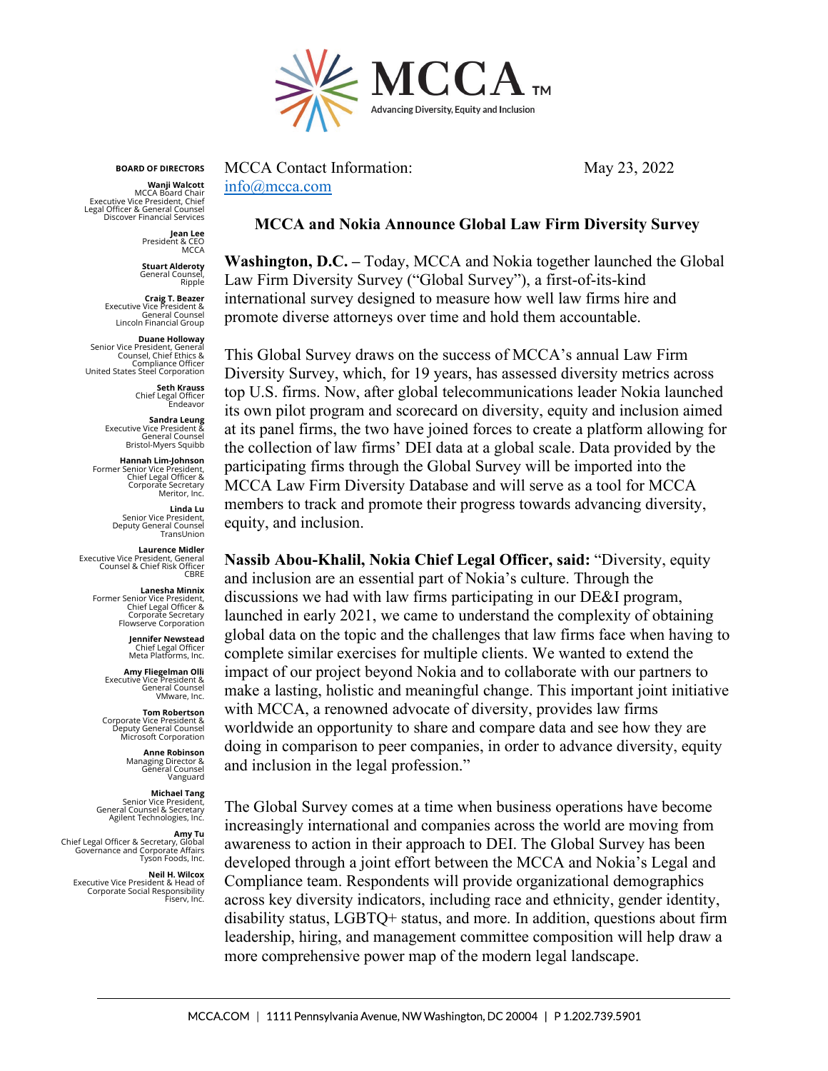MCCA™

Advancing Diversity, Equity and Inclusion

**BOARD OF DIRECTORS**

**Wanji Walcott**
MCCA Board Chair
Executive Vice President, Chief Legal Officer & General Counsel
Discover Financial Services

**Jean Lee**
President & CEO
MCCA

**Stuart Alderoty**
General Counsel,
Ripple

**Craig T. Beazer**
Executive Vice President & General Counsel
Lincoln Financial Group

**Duane Holloway**
Senior Vice President, General Counsel, Chief Ethics & Compliance Officer
United States Steel Corporation

**Seth Krauss**
Chief Legal Officer
Endeavor

**Sandra Leung**
Executive Vice President & General Counsel
Bristol-Myers Squibb

**Hannah Lim-Johnson**
Former Senior Vice President, Chief Legal Officer & Corporate Secretary
Meritor, Inc.

**Linda Lu**
Senior Vice President, Deputy General Counsel
TransUnion

**Laurence Midler**
Executive Vice President, General Counsel & Chief Risk Officer
CBRE

**Lanesha Minnix**
Former Senior Vice President, Chief Legal Officer & Corporate Secretary
Flowserve Corporation

**Jennifer Newstead**
Chief Legal Officer
Meta Platforms, Inc.

**Amy Fliegelman Olli**
Executive Vice President & General Counsel
VMware, Inc.

**Tom Robertson**
Corporate Vice President & Deputy General Counsel
Microsoft Corporation

**Anne Robinson**
Managing Director & General Counsel
Vanguard

**Michael Tang**
Senior Vice President, General Counsel & Secretary
Agilent Technologies, Inc.

**Amy Tu**
Chief Legal Officer & Secretary, Global Governance and Corporate Affairs
Tyson Foods, Inc.

**Neil H. Wilcox**
Executive Vice President & Head of Corporate Social Responsibility
Fiserv, Inc.

MCCA Contact Information:
info@mcca.com

May 23, 2022

## MCCA and Nokia Announce Global Law Firm Diversity Survey

**Washington, D.C. –** Today, MCCA and Nokia together launched the Global Law Firm Diversity Survey ("Global Survey"), a first-of-its-kind international survey designed to measure how well law firms hire and promote diverse attorneys over time and hold them accountable.

This Global Survey draws on the success of MCCA's annual Law Firm Diversity Survey, which, for 19 years, has assessed diversity metrics across top U.S. firms. Now, after global telecommunications leader Nokia launched its own pilot program and scorecard on diversity, equity and inclusion aimed at its panel firms, the two have joined forces to create a platform allowing for the collection of law firms' DEI data at a global scale. Data provided by the participating firms through the Global Survey will be imported into the MCCA Law Firm Diversity Database and will serve as a tool for MCCA members to track and promote their progress towards advancing diversity, equity, and inclusion.

**Nassib Abou-Khalil, Nokia Chief Legal Officer, said:** "Diversity, equity and inclusion are an essential part of Nokia's culture. Through the discussions we had with law firms participating in our DE&I program, launched in early 2021, we came to understand the complexity of obtaining global data on the topic and the challenges that law firms face when having to complete similar exercises for multiple clients. We wanted to extend the impact of our project beyond Nokia and to collaborate with our partners to make a lasting, holistic and meaningful change. This important joint initiative with MCCA, a renowned advocate of diversity, provides law firms worldwide an opportunity to share and compare data and see how they are doing in comparison to peer companies, in order to advance diversity, equity and inclusion in the legal profession."

The Global Survey comes at a time when business operations have become increasingly international and companies across the world are moving from awareness to action in their approach to DEI. The Global Survey has been developed through a joint effort between the MCCA and Nokia's Legal and Compliance team. Respondents will provide organizational demographics across key diversity indicators, including race and ethnicity, gender identity, disability status, LGBTQ+ status, and more. In addition, questions about firm leadership, hiring, and management committee composition will help draw a more comprehensive power map of the modern legal landscape.

MCCA.COM | 1111 Pennsylvania Avenue, NW Washington, DC 20004 | P 1.202.739.5901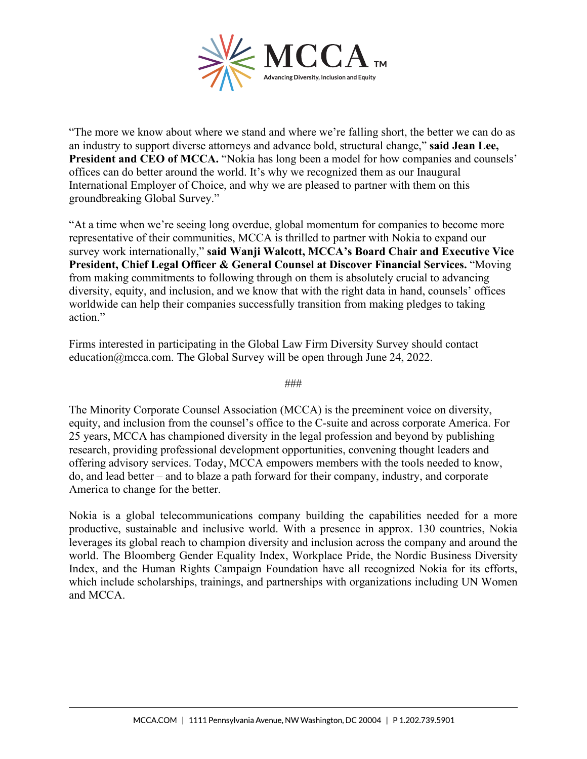"The more we know about where we stand and where we're falling short, the better we can do as an industry to support diverse attorneys and advance bold, structural change," **said Jean Lee, President and CEO of MCCA.** "Nokia has long been a model for how companies and counsels' offices can do better around the world. It's why we recognized them as our Inaugural International Employer of Choice, and why we are pleased to partner with them on this groundbreaking Global Survey."

"At a time when we're seeing long overdue, global momentum for companies to become more representative of their communities, MCCA is thrilled to partner with Nokia to expand our survey work internationally," **said Wanji Walcott, MCCA's Board Chair and Executive Vice President, Chief Legal Officer & General Counsel at Discover Financial Services.** "Moving from making commitments to following through on them is absolutely crucial to advancing diversity, equity, and inclusion, and we know that with the right data in hand, counsels' offices worldwide can help their companies successfully transition from making pledges to taking action."

Firms interested in participating in the Global Law Firm Diversity Survey should contact education@mcca.com. The Global Survey will be open through June 24, 2022.

###

The Minority Corporate Counsel Association (MCCA) is the preeminent voice on diversity, equity, and inclusion from the counsel's office to the C-suite and across corporate America. For 25 years, MCCA has championed diversity in the legal profession and beyond by publishing research, providing professional development opportunities, convening thought leaders and offering advisory services. Today, MCCA empowers members with the tools needed to know, do, and lead better – and to blaze a path forward for their company, industry, and corporate America to change for the better.

Nokia is a global telecommunications company building the capabilities needed for a more productive, sustainable and inclusive world. With a presence in approx. 130 countries, Nokia leverages its global reach to champion diversity and inclusion across the company and around the world. The Bloomberg Gender Equality Index, Workplace Pride, the Nordic Business Diversity Index, and the Human Rights Campaign Foundation have all recognized Nokia for its efforts, which include scholarships, trainings, and partnerships with organizations including UN Women and MCCA.